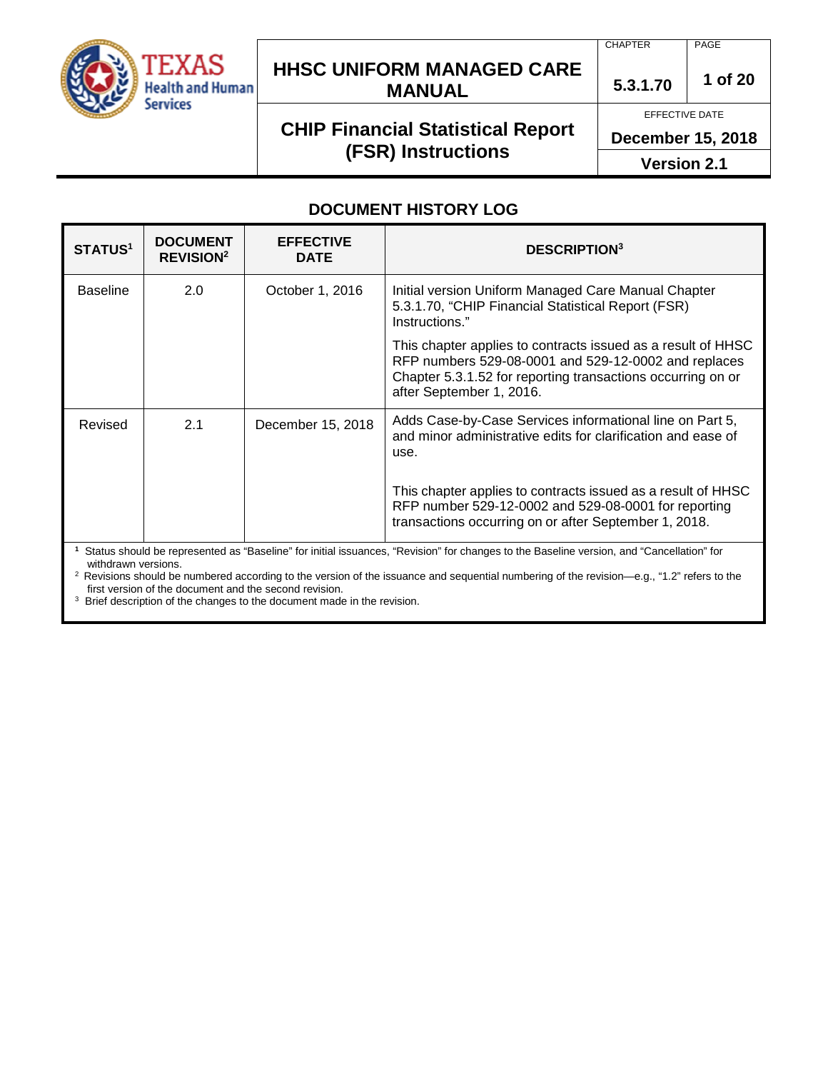# HHSC UNIFORM MANAGED CARE MANUAL

| CHAPTER | PAGE |
|---|---|
| 5.3.1.70 | 1 of 20 |

## CHIP Financial Statistical Report (FSR) Instructions

EFFECTIVE DATE: **December 15, 2018**

**Version 2.1**

## DOCUMENT HISTORY LOG

| STATUS[1] | DOCUMENT REVISION[2] | EFFECTIVE DATE | DESCRIPTION[3] |
|---|---|---|---|
| Baseline | 2.0 | October 1, 2016 | Initial version Uniform Managed Care Manual Chapter 5.3.1.70, "CHIP Financial Statistical Report (FSR) Instructions."<br><br>This chapter applies to contracts issued as a result of HHSC RFP numbers 529-08-0001 and 529-12-0002 and replaces Chapter 5.3.1.52 for reporting transactions occurring on or after September 1, 2016. |
| Revised | 2.1 | December 15, 2018 | Adds Case-by-Case Services informational line on Part 5, and minor administrative edits for clarification and ease of use.<br><br>This chapter applies to contracts issued as a result of HHSC RFP number 529-12-0002 and 529-08-0001 for reporting transactions occurring on or after September 1, 2018. |

[1] Status should be represented as "Baseline" for initial issuances, "Revision" for changes to the Baseline version, and "Cancellation" for withdrawn versions.

[2] Revisions should be numbered according to the version of the issuance and sequential numbering of the revision—e.g., "1.2" refers to the first version of the document and the second revision.

[3] Brief description of the changes to the document made in the revision.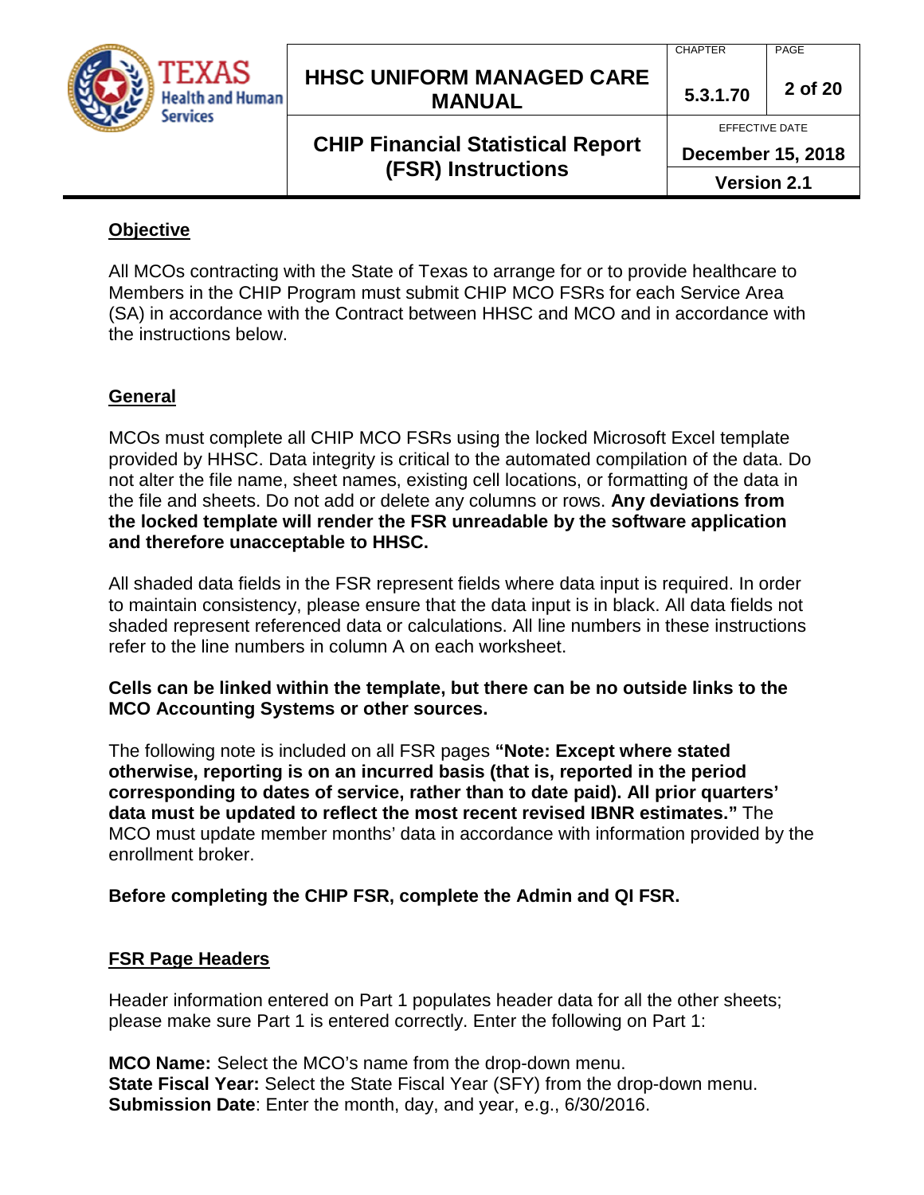## Objective

All MCOs contracting with the State of Texas to arrange for or to provide healthcare to Members in the CHIP Program must submit CHIP MCO FSRs for each Service Area (SA) in accordance with the Contract between HHSC and MCO and in accordance with the instructions below.

## General

MCOs must complete all CHIP MCO FSRs using the locked Microsoft Excel template provided by HHSC. Data integrity is critical to the automated compilation of the data. Do not alter the file name, sheet names, existing cell locations, or formatting of the data in the file and sheets. Do not add or delete any columns or rows. **Any deviations from the locked template will render the FSR unreadable by the software application and therefore unacceptable to HHSC.**

All shaded data fields in the FSR represent fields where data input is required. In order to maintain consistency, please ensure that the data input is in black. All data fields not shaded represent referenced data or calculations. All line numbers in these instructions refer to the line numbers in column A on each worksheet.

**Cells can be linked within the template, but there can be no outside links to the MCO Accounting Systems or other sources.**

The following note is included on all FSR pages **"Note: Except where stated otherwise, reporting is on an incurred basis (that is, reported in the period corresponding to dates of service, rather than to date paid). All prior quarters' data must be updated to reflect the most recent revised IBNR estimates."** The MCO must update member months' data in accordance with information provided by the enrollment broker.

**Before completing the CHIP FSR, complete the Admin and QI FSR.**

## FSR Page Headers

Header information entered on Part 1 populates header data for all the other sheets; please make sure Part 1 is entered correctly. Enter the following on Part 1:

**MCO Name:** Select the MCO's name from the drop-down menu.
**State Fiscal Year:** Select the State Fiscal Year (SFY) from the drop-down menu.
**Submission Date**: Enter the month, day, and year, e.g., 6/30/2016.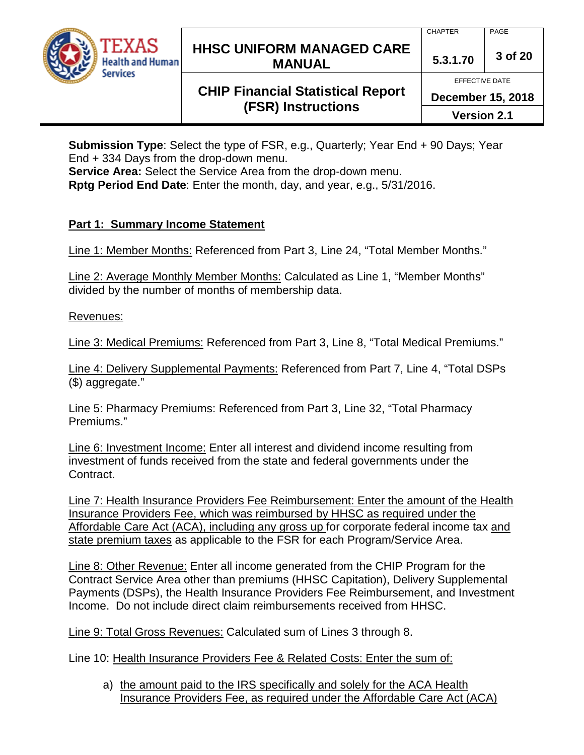**Submission Type**: Select the type of FSR, e.g., Quarterly; Year End + 90 Days; Year End + 334 Days from the drop-down menu.
**Service Area:** Select the Service Area from the drop-down menu.
**Rptg Period End Date**: Enter the month, day, and year, e.g., 5/31/2016.

**Part 1: Summary Income Statement**

Line 1: Member Months: Referenced from Part 3, Line 24, "Total Member Months."

Line 2: Average Monthly Member Months: Calculated as Line 1, "Member Months" divided by the number of months of membership data.

Revenues:

Line 3: Medical Premiums: Referenced from Part 3, Line 8, "Total Medical Premiums."

Line 4: Delivery Supplemental Payments: Referenced from Part 7, Line 4, "Total DSPs ($) aggregate."

Line 5: Pharmacy Premiums: Referenced from Part 3, Line 32, "Total Pharmacy Premiums."

Line 6: Investment Income: Enter all interest and dividend income resulting from investment of funds received from the state and federal governments under the Contract.

Line 7: Health Insurance Providers Fee Reimbursement: Enter the amount of the Health Insurance Providers Fee, which was reimbursed by HHSC as required under the Affordable Care Act (ACA), including any gross up for corporate federal income tax and state premium taxes as applicable to the FSR for each Program/Service Area.

Line 8: Other Revenue: Enter all income generated from the CHIP Program for the Contract Service Area other than premiums (HHSC Capitation), Delivery Supplemental Payments (DSPs), the Health Insurance Providers Fee Reimbursement, and Investment Income. Do not include direct claim reimbursements received from HHSC.

Line 9: Total Gross Revenues: Calculated sum of Lines 3 through 8.

Line 10: Health Insurance Providers Fee & Related Costs: Enter the sum of:

a) the amount paid to the IRS specifically and solely for the ACA Health Insurance Providers Fee, as required under the Affordable Care Act (ACA)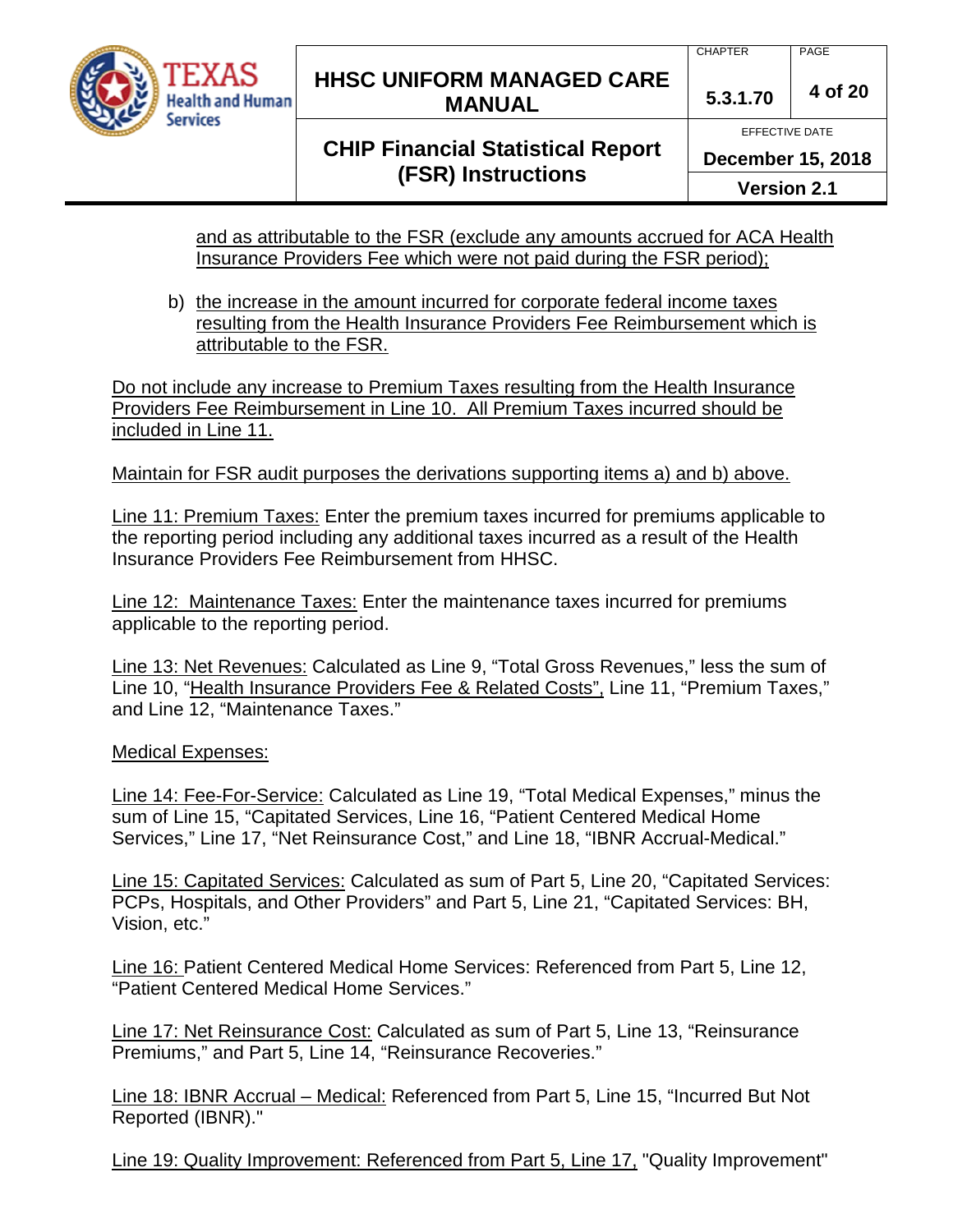and as attributable to the FSR (exclude any amounts accrued for ACA Health Insurance Providers Fee which were not paid during the FSR period);

b) the increase in the amount incurred for corporate federal income taxes resulting from the Health Insurance Providers Fee Reimbursement which is attributable to the FSR.

Do not include any increase to Premium Taxes resulting from the Health Insurance Providers Fee Reimbursement in Line 10. All Premium Taxes incurred should be included in Line 11.

Maintain for FSR audit purposes the derivations supporting items a) and b) above.

Line 11: Premium Taxes: Enter the premium taxes incurred for premiums applicable to the reporting period including any additional taxes incurred as a result of the Health Insurance Providers Fee Reimbursement from HHSC.

Line 12: Maintenance Taxes: Enter the maintenance taxes incurred for premiums applicable to the reporting period.

Line 13: Net Revenues: Calculated as Line 9, "Total Gross Revenues," less the sum of Line 10, "Health Insurance Providers Fee & Related Costs", Line 11, "Premium Taxes," and Line 12, "Maintenance Taxes."

Medical Expenses:

Line 14: Fee-For-Service: Calculated as Line 19, "Total Medical Expenses," minus the sum of Line 15, "Capitated Services, Line 16, "Patient Centered Medical Home Services," Line 17, "Net Reinsurance Cost," and Line 18, "IBNR Accrual-Medical."

Line 15: Capitated Services: Calculated as sum of Part 5, Line 20, "Capitated Services: PCPs, Hospitals, and Other Providers" and Part 5, Line 21, "Capitated Services: BH, Vision, etc."

Line 16: Patient Centered Medical Home Services: Referenced from Part 5, Line 12, "Patient Centered Medical Home Services."

Line 17: Net Reinsurance Cost: Calculated as sum of Part 5, Line 13, "Reinsurance Premiums," and Part 5, Line 14, "Reinsurance Recoveries."

Line 18: IBNR Accrual – Medical: Referenced from Part 5, Line 15, "Incurred But Not Reported (IBNR)."

Line 19: Quality Improvement: Referenced from Part 5, Line 17, "Quality Improvement"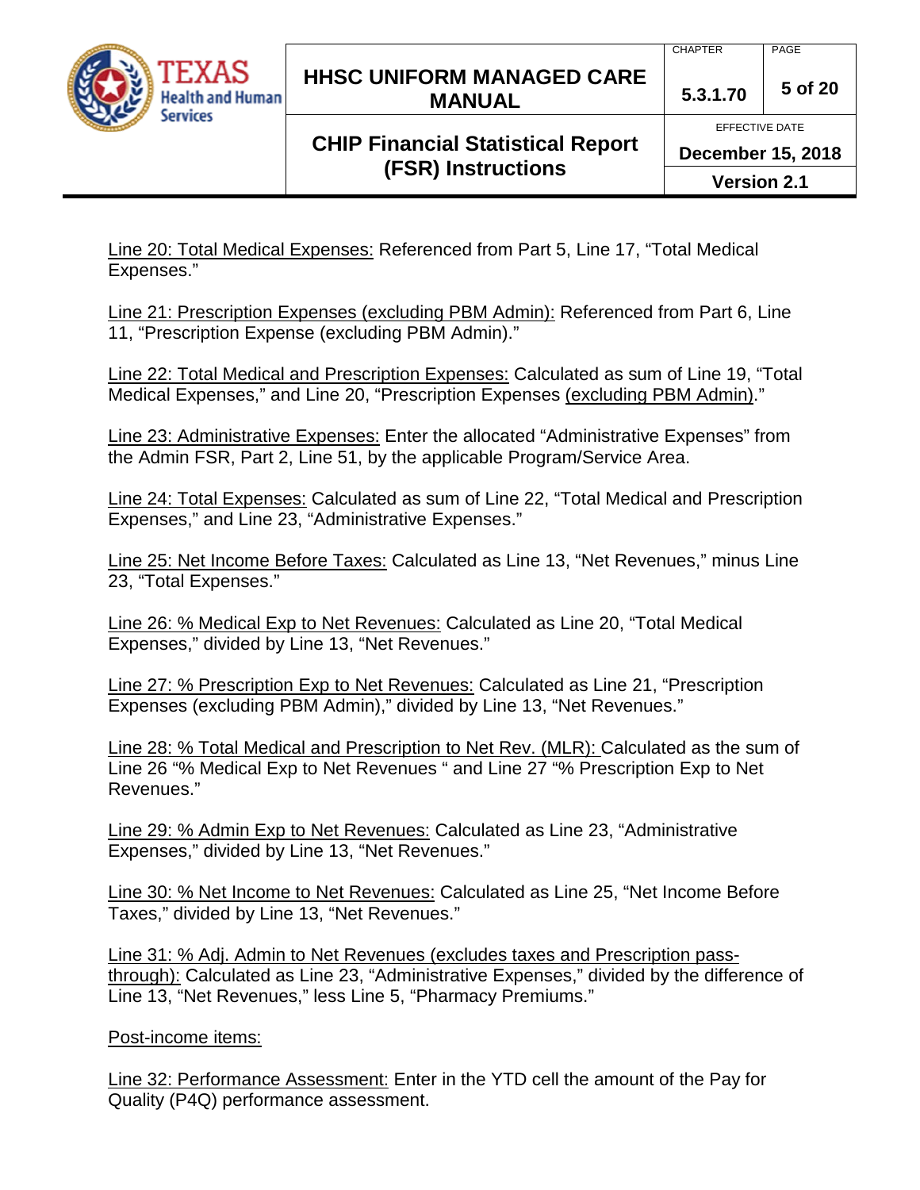<u>Line 20: Total Medical Expenses:</u> Referenced from Part 5, Line 17, “Total Medical Expenses.”

<u>Line 21: Prescription Expenses (excluding PBM Admin):</u> Referenced from Part 6, Line 11, “Prescription Expense (excluding PBM Admin).”

<u>Line 22: Total Medical and Prescription Expenses:</u> Calculated as sum of Line 19, “Total Medical Expenses,” and Line 20, “Prescription Expenses <u>(excluding PBM Admin)</u>.”

<u>Line 23: Administrative Expenses:</u> Enter the allocated “Administrative Expenses” from the Admin FSR, Part 2, Line 51, by the applicable Program/Service Area.

<u>Line 24: Total Expenses:</u> Calculated as sum of Line 22, “Total Medical and Prescription Expenses,” and Line 23, “Administrative Expenses.”

<u>Line 25: Net Income Before Taxes:</u> Calculated as Line 13, “Net Revenues,” minus Line 23, “Total Expenses.”

<u>Line 26: % Medical Exp to Net Revenues:</u> Calculated as Line 20, “Total Medical Expenses,” divided by Line 13, “Net Revenues.”

<u>Line 27: % Prescription Exp to Net Revenues:</u> Calculated as Line 21, “Prescription Expenses (excluding PBM Admin),” divided by Line 13, “Net Revenues.”

<u>Line 28: % Total Medical and Prescription to Net Rev. (MLR):</u> Calculated as the sum of Line 26 “% Medical Exp to Net Revenues “ and Line 27 “% Prescription Exp to Net Revenues.”

<u>Line 29: % Admin Exp to Net Revenues:</u> Calculated as Line 23, “Administrative Expenses,” divided by Line 13, “Net Revenues.”

<u>Line 30: % Net Income to Net Revenues:</u> Calculated as Line 25, “Net Income Before Taxes,” divided by Line 13, “Net Revenues.”

<u>Line 31: % Adj. Admin to Net Revenues (excludes taxes and Prescription pass-through):</u> Calculated as Line 23, “Administrative Expenses,” divided by the difference of Line 13, “Net Revenues,” less Line 5, “Pharmacy Premiums.”

<u>Post-income items:</u>

<u>Line 32: Performance Assessment:</u> Enter in the YTD cell the amount of the Pay for Quality (P4Q) performance assessment.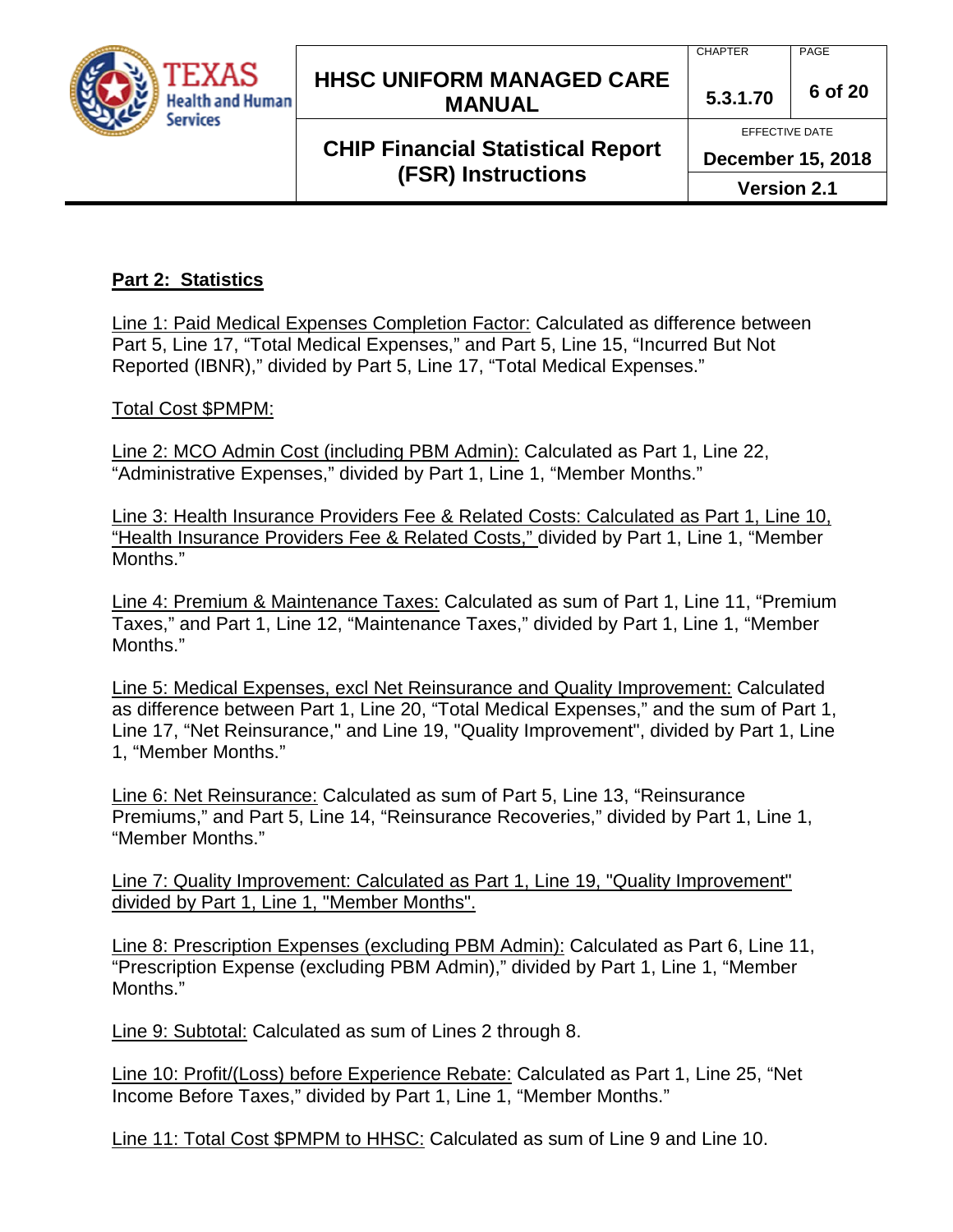**Part 2: Statistics**

Line 1: Paid Medical Expenses Completion Factor: Calculated as difference between Part 5, Line 17, "Total Medical Expenses," and Part 5, Line 15, "Incurred But Not Reported (IBNR)," divided by Part 5, Line 17, "Total Medical Expenses."

Total Cost $PMPM:

Line 2: MCO Admin Cost (including PBM Admin): Calculated as Part 1, Line 22, "Administrative Expenses," divided by Part 1, Line 1, "Member Months."

Line 3: Health Insurance Providers Fee & Related Costs: Calculated as Part 1, Line 10, "Health Insurance Providers Fee & Related Costs," divided by Part 1, Line 1, "Member Months."

Line 4: Premium & Maintenance Taxes: Calculated as sum of Part 1, Line 11, "Premium Taxes," and Part 1, Line 12, "Maintenance Taxes," divided by Part 1, Line 1, "Member Months."

Line 5: Medical Expenses, excl Net Reinsurance and Quality Improvement: Calculated as difference between Part 1, Line 20, "Total Medical Expenses," and the sum of Part 1, Line 17, "Net Reinsurance," and Line 19, "Quality Improvement", divided by Part 1, Line 1, "Member Months."

Line 6: Net Reinsurance: Calculated as sum of Part 5, Line 13, "Reinsurance Premiums," and Part 5, Line 14, "Reinsurance Recoveries," divided by Part 1, Line 1, "Member Months."

Line 7: Quality Improvement: Calculated as Part 1, Line 19, "Quality Improvement" divided by Part 1, Line 1, "Member Months".

Line 8: Prescription Expenses (excluding PBM Admin): Calculated as Part 6, Line 11, "Prescription Expense (excluding PBM Admin)," divided by Part 1, Line 1, "Member Months."

Line 9: Subtotal: Calculated as sum of Lines 2 through 8.

Line 10: Profit/(Loss) before Experience Rebate: Calculated as Part 1, Line 25, "Net Income Before Taxes," divided by Part 1, Line 1, "Member Months."

Line 11: Total Cost $PMPM to HHSC: Calculated as sum of Line 9 and Line 10.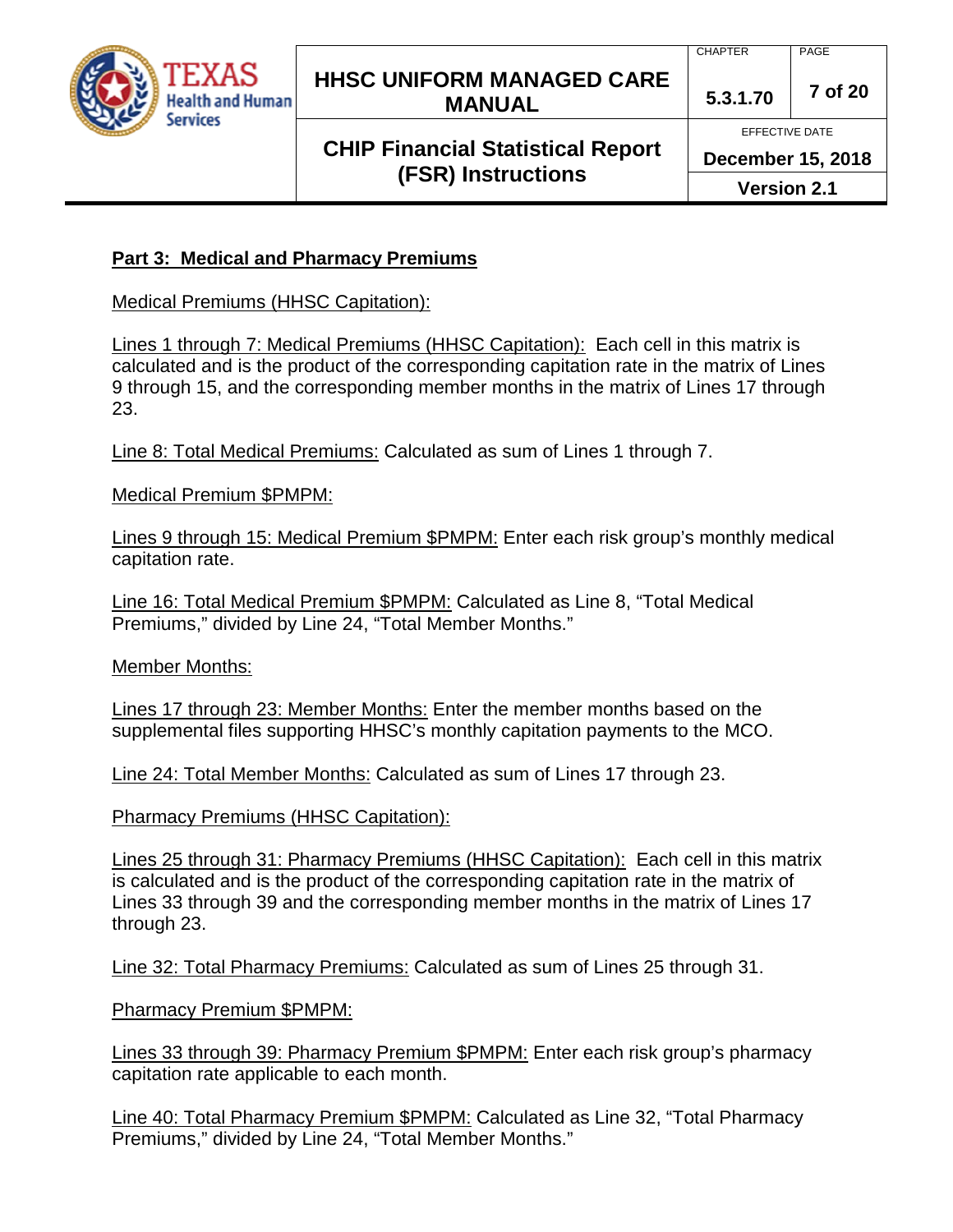## Part 3: Medical and Pharmacy Premiums

Medical Premiums (HHSC Capitation):

Lines 1 through 7: Medical Premiums (HHSC Capitation): Each cell in this matrix is calculated and is the product of the corresponding capitation rate in the matrix of Lines 9 through 15, and the corresponding member months in the matrix of Lines 17 through 23.

Line 8: Total Medical Premiums: Calculated as sum of Lines 1 through 7.

Medical Premium $PMPM:

Lines 9 through 15: Medical Premium $PMPM: Enter each risk group's monthly medical capitation rate.

Line 16: Total Medical Premium $PMPM: Calculated as Line 8, "Total Medical Premiums," divided by Line 24, "Total Member Months."

Member Months:

Lines 17 through 23: Member Months: Enter the member months based on the supplemental files supporting HHSC's monthly capitation payments to the MCO.

Line 24: Total Member Months: Calculated as sum of Lines 17 through 23.

Pharmacy Premiums (HHSC Capitation):

Lines 25 through 31: Pharmacy Premiums (HHSC Capitation): Each cell in this matrix is calculated and is the product of the corresponding capitation rate in the matrix of Lines 33 through 39 and the corresponding member months in the matrix of Lines 17 through 23.

Line 32: Total Pharmacy Premiums: Calculated as sum of Lines 25 through 31.

Pharmacy Premium $PMPM:

Lines 33 through 39: Pharmacy Premium $PMPM: Enter each risk group's pharmacy capitation rate applicable to each month.

Line 40: Total Pharmacy Premium $PMPM: Calculated as Line 32, "Total Pharmacy Premiums," divided by Line 24, "Total Member Months."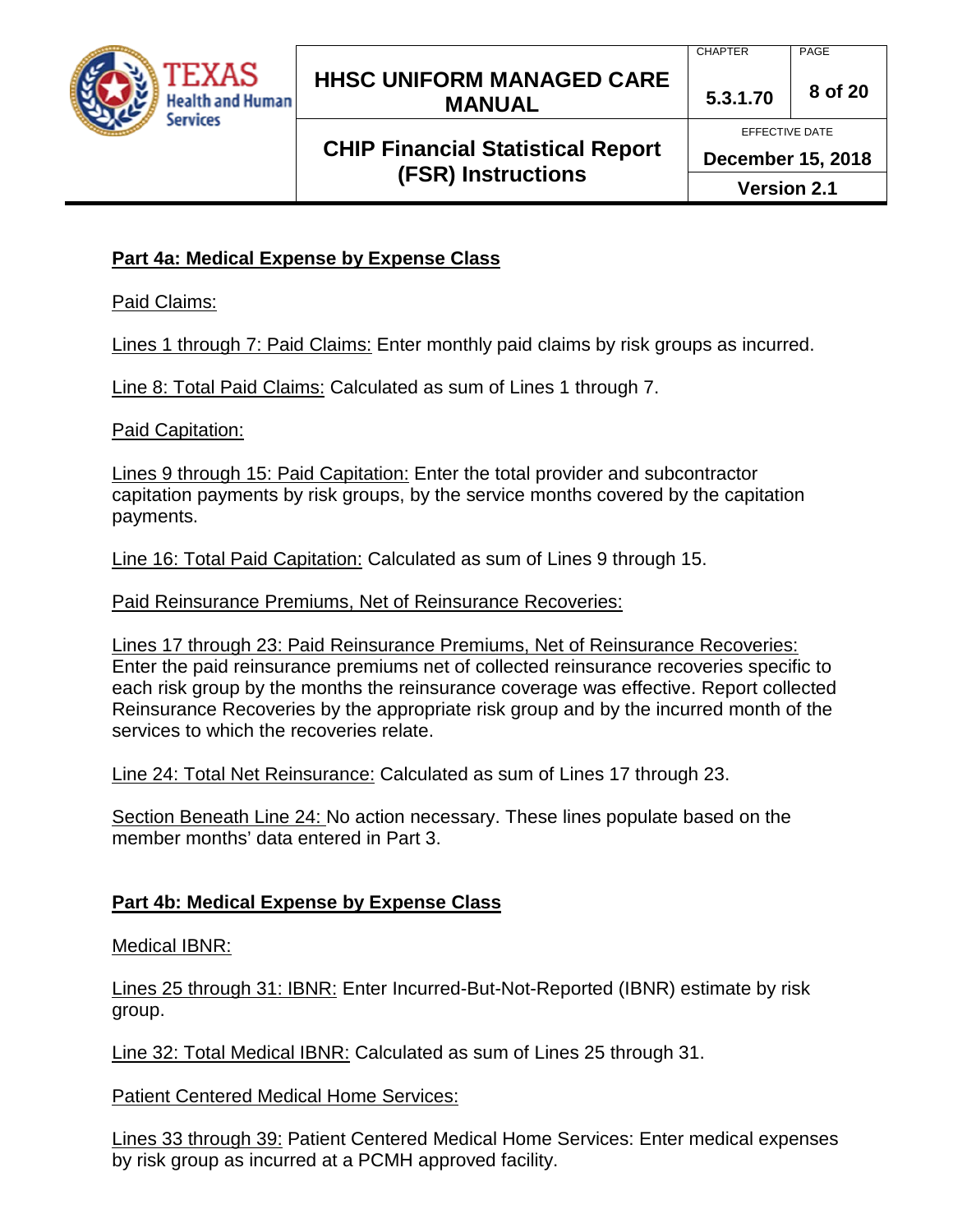**Part 4a: Medical Expense by Expense Class**

Paid Claims:

Lines 1 through 7: Paid Claims: Enter monthly paid claims by risk groups as incurred.

Line 8: Total Paid Claims: Calculated as sum of Lines 1 through 7.

Paid Capitation:

Lines 9 through 15: Paid Capitation: Enter the total provider and subcontractor capitation payments by risk groups, by the service months covered by the capitation payments.

Line 16: Total Paid Capitation: Calculated as sum of Lines 9 through 15.

Paid Reinsurance Premiums, Net of Reinsurance Recoveries:

Lines 17 through 23: Paid Reinsurance Premiums, Net of Reinsurance Recoveries: Enter the paid reinsurance premiums net of collected reinsurance recoveries specific to each risk group by the months the reinsurance coverage was effective. Report collected Reinsurance Recoveries by the appropriate risk group and by the incurred month of the services to which the recoveries relate.

Line 24: Total Net Reinsurance: Calculated as sum of Lines 17 through 23.

Section Beneath Line 24: No action necessary. These lines populate based on the member months' data entered in Part 3.

**Part 4b: Medical Expense by Expense Class**

Medical IBNR:

Lines 25 through 31: IBNR: Enter Incurred-But-Not-Reported (IBNR) estimate by risk group.

Line 32: Total Medical IBNR: Calculated as sum of Lines 25 through 31.

Patient Centered Medical Home Services:

Lines 33 through 39: Patient Centered Medical Home Services: Enter medical expenses by risk group as incurred at a PCMH approved facility.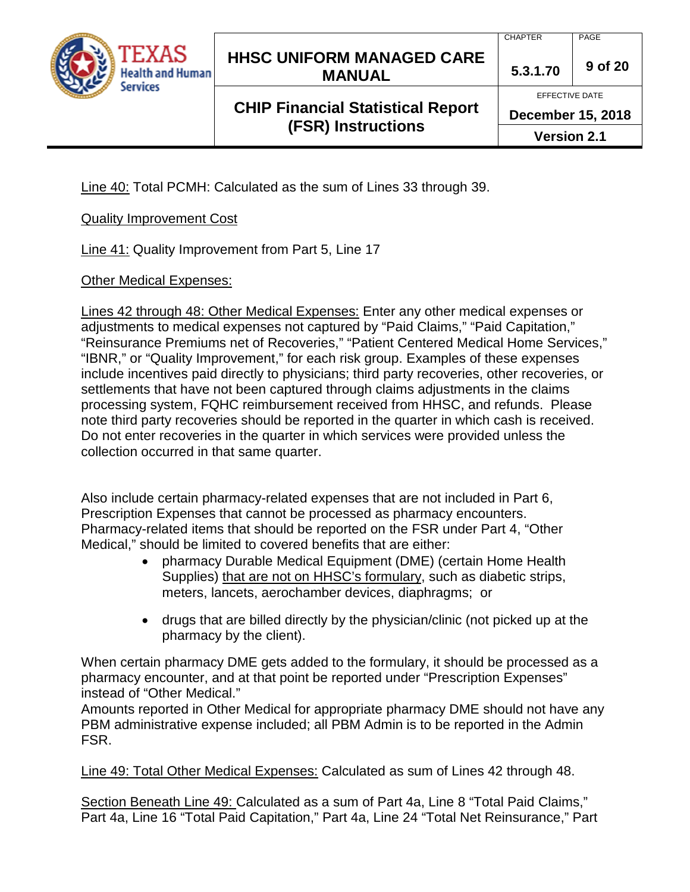Line 40: Total PCMH: Calculated as the sum of Lines 33 through 39.

Quality Improvement Cost

Line 41: Quality Improvement from Part 5, Line 17

Other Medical Expenses:

Lines 42 through 48: Other Medical Expenses: Enter any other medical expenses or adjustments to medical expenses not captured by "Paid Claims," "Paid Capitation," "Reinsurance Premiums net of Recoveries," "Patient Centered Medical Home Services," "IBNR," or "Quality Improvement," for each risk group. Examples of these expenses include incentives paid directly to physicians; third party recoveries, other recoveries, or settlements that have not been captured through claims adjustments in the claims processing system, FQHC reimbursement received from HHSC, and refunds. Please note third party recoveries should be reported in the quarter in which cash is received. Do not enter recoveries in the quarter in which services were provided unless the collection occurred in that same quarter.

Also include certain pharmacy-related expenses that are not included in Part 6, Prescription Expenses that cannot be processed as pharmacy encounters. Pharmacy-related items that should be reported on the FSR under Part 4, "Other Medical," should be limited to covered benefits that are either:

- pharmacy Durable Medical Equipment (DME) (certain Home Health Supplies) that are not on HHSC's formulary, such as diabetic strips, meters, lancets, aerochamber devices, diaphragms; or
- drugs that are billed directly by the physician/clinic (not picked up at the pharmacy by the client).

When certain pharmacy DME gets added to the formulary, it should be processed as a pharmacy encounter, and at that point be reported under "Prescription Expenses" instead of "Other Medical."

Amounts reported in Other Medical for appropriate pharmacy DME should not have any PBM administrative expense included; all PBM Admin is to be reported in the Admin FSR.

Line 49: Total Other Medical Expenses: Calculated as sum of Lines 42 through 48.

Section Beneath Line 49: Calculated as a sum of Part 4a, Line 8 "Total Paid Claims," Part 4a, Line 16 "Total Paid Capitation," Part 4a, Line 24 "Total Net Reinsurance," Part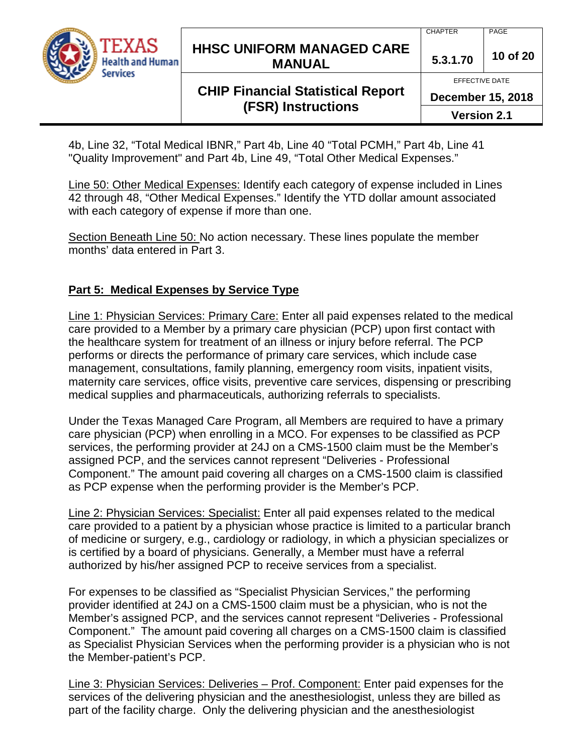4b, Line 32, “Total Medical IBNR,” Part 4b, Line 40 “Total PCMH,” Part 4b, Line 41 "Quality Improvement" and Part 4b, Line 49, “Total Other Medical Expenses.”

Line 50: Other Medical Expenses: Identify each category of expense included in Lines 42 through 48, “Other Medical Expenses.” Identify the YTD dollar amount associated with each category of expense if more than one.

Section Beneath Line 50: No action necessary. These lines populate the member months’ data entered in Part 3.

**Part 5: Medical Expenses by Service Type**

Line 1: Physician Services: Primary Care: Enter all paid expenses related to the medical care provided to a Member by a primary care physician (PCP) upon first contact with the healthcare system for treatment of an illness or injury before referral. The PCP performs or directs the performance of primary care services, which include case management, consultations, family planning, emergency room visits, inpatient visits, maternity care services, office visits, preventive care services, dispensing or prescribing medical supplies and pharmaceuticals, authorizing referrals to specialists.

Under the Texas Managed Care Program, all Members are required to have a primary care physician (PCP) when enrolling in a MCO. For expenses to be classified as PCP services, the performing provider at 24J on a CMS-1500 claim must be the Member’s assigned PCP, and the services cannot represent “Deliveries - Professional Component.” The amount paid covering all charges on a CMS-1500 claim is classified as PCP expense when the performing provider is the Member’s PCP.

Line 2: Physician Services: Specialist: Enter all paid expenses related to the medical care provided to a patient by a physician whose practice is limited to a particular branch of medicine or surgery, e.g., cardiology or radiology, in which a physician specializes or is certified by a board of physicians. Generally, a Member must have a referral authorized by his/her assigned PCP to receive services from a specialist.

For expenses to be classified as “Specialist Physician Services,” the performing provider identified at 24J on a CMS-1500 claim must be a physician, who is not the Member’s assigned PCP, and the services cannot represent “Deliveries - Professional Component.” The amount paid covering all charges on a CMS-1500 claim is classified as Specialist Physician Services when the performing provider is a physician who is not the Member-patient’s PCP.

Line 3: Physician Services: Deliveries – Prof. Component: Enter paid expenses for the services of the delivering physician and the anesthesiologist, unless they are billed as part of the facility charge. Only the delivering physician and the anesthesiologist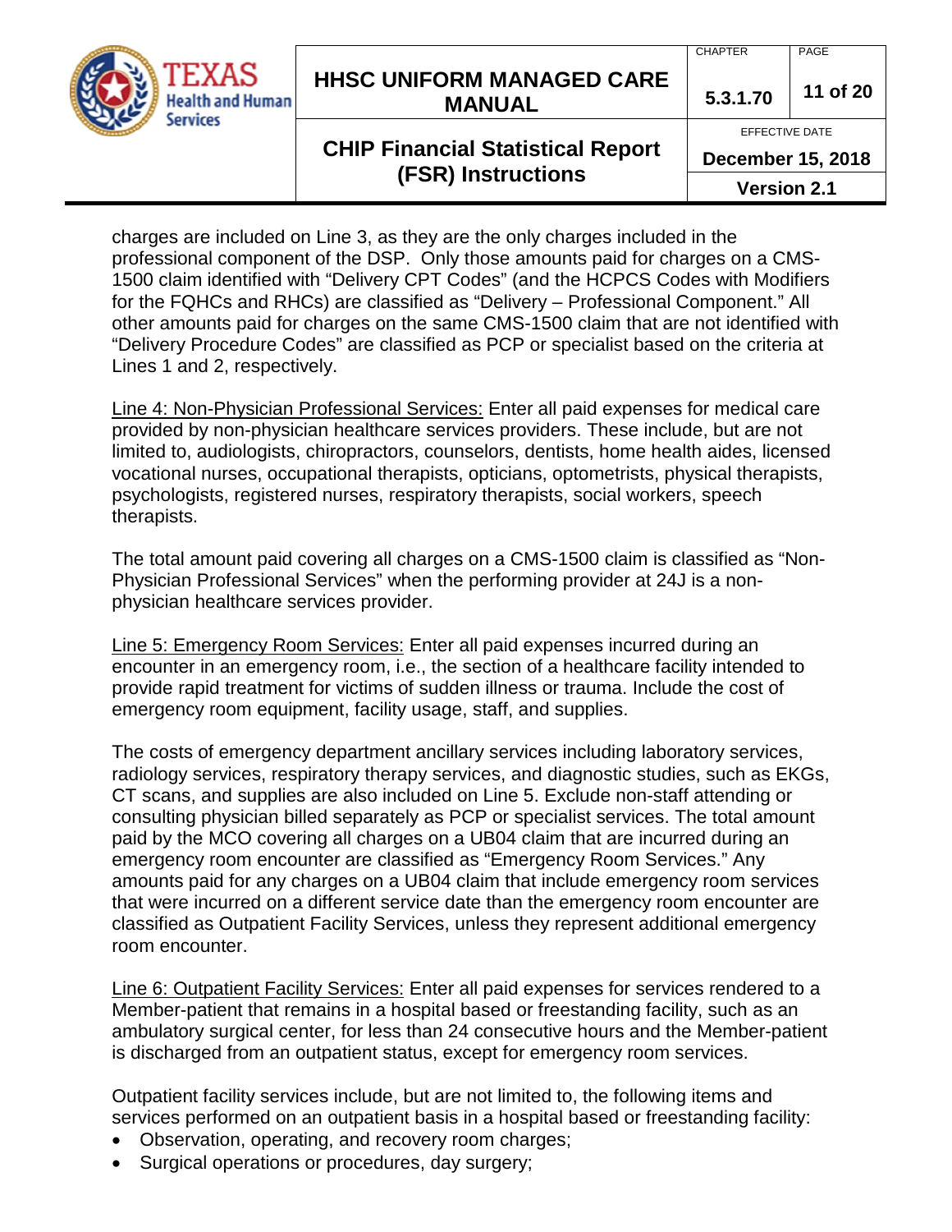charges are included on Line 3, as they are the only charges included in the professional component of the DSP. Only those amounts paid for charges on a CMS-1500 claim identified with "Delivery CPT Codes" (and the HCPCS Codes with Modifiers for the FQHCs and RHCs) are classified as "Delivery – Professional Component." All other amounts paid for charges on the same CMS-1500 claim that are not identified with "Delivery Procedure Codes" are classified as PCP or specialist based on the criteria at Lines 1 and 2, respectively.

<u>Line 4: Non-Physician Professional Services:</u> Enter all paid expenses for medical care provided by non-physician healthcare services providers. These include, but are not limited to, audiologists, chiropractors, counselors, dentists, home health aides, licensed vocational nurses, occupational therapists, opticians, optometrists, physical therapists, psychologists, registered nurses, respiratory therapists, social workers, speech therapists.

The total amount paid covering all charges on a CMS-1500 claim is classified as "Non-Physician Professional Services" when the performing provider at 24J is a non-physician healthcare services provider.

<u>Line 5: Emergency Room Services:</u> Enter all paid expenses incurred during an encounter in an emergency room, i.e., the section of a healthcare facility intended to provide rapid treatment for victims of sudden illness or trauma. Include the cost of emergency room equipment, facility usage, staff, and supplies.

The costs of emergency department ancillary services including laboratory services, radiology services, respiratory therapy services, and diagnostic studies, such as EKGs, CT scans, and supplies are also included on Line 5. Exclude non-staff attending or consulting physician billed separately as PCP or specialist services. The total amount paid by the MCO covering all charges on a UB04 claim that are incurred during an emergency room encounter are classified as "Emergency Room Services." Any amounts paid for any charges on a UB04 claim that include emergency room services that were incurred on a different service date than the emergency room encounter are classified as Outpatient Facility Services, unless they represent additional emergency room encounter.

<u>Line 6: Outpatient Facility Services:</u> Enter all paid expenses for services rendered to a Member-patient that remains in a hospital based or freestanding facility, such as an ambulatory surgical center, for less than 24 consecutive hours and the Member-patient is discharged from an outpatient status, except for emergency room services.

Outpatient facility services include, but are not limited to, the following items and services performed on an outpatient basis in a hospital based or freestanding facility:

- Observation, operating, and recovery room charges;
- Surgical operations or procedures, day surgery;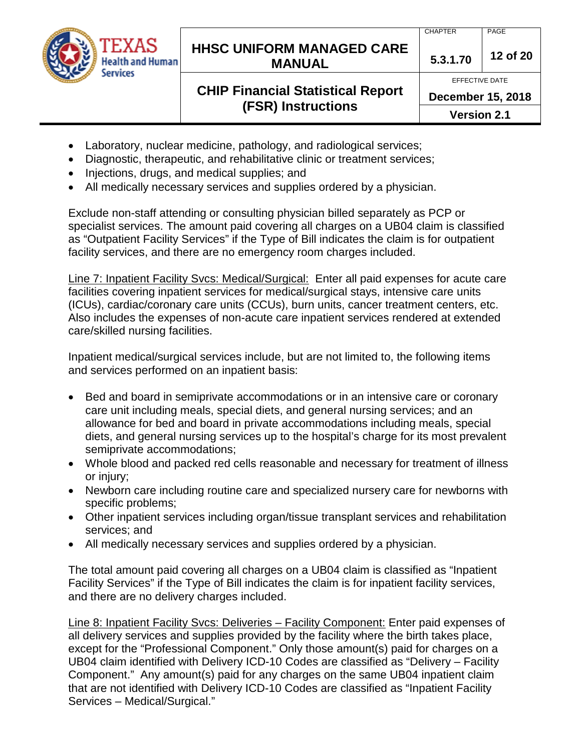- Laboratory, nuclear medicine, pathology, and radiological services;
- Diagnostic, therapeutic, and rehabilitative clinic or treatment services;
- Injections, drugs, and medical supplies; and
- All medically necessary services and supplies ordered by a physician.

Exclude non-staff attending or consulting physician billed separately as PCP or specialist services. The amount paid covering all charges on a UB04 claim is classified as "Outpatient Facility Services" if the Type of Bill indicates the claim is for outpatient facility services, and there are no emergency room charges included.

Line 7: Inpatient Facility Svcs: Medical/Surgical: Enter all paid expenses for acute care facilities covering inpatient services for medical/surgical stays, intensive care units (ICUs), cardiac/coronary care units (CCUs), burn units, cancer treatment centers, etc. Also includes the expenses of non-acute care inpatient services rendered at extended care/skilled nursing facilities.

Inpatient medical/surgical services include, but are not limited to, the following items and services performed on an inpatient basis:

- Bed and board in semiprivate accommodations or in an intensive care or coronary care unit including meals, special diets, and general nursing services; and an allowance for bed and board in private accommodations including meals, special diets, and general nursing services up to the hospital's charge for its most prevalent semiprivate accommodations;
- Whole blood and packed red cells reasonable and necessary for treatment of illness or injury;
- Newborn care including routine care and specialized nursery care for newborns with specific problems;
- Other inpatient services including organ/tissue transplant services and rehabilitation services; and
- All medically necessary services and supplies ordered by a physician.

The total amount paid covering all charges on a UB04 claim is classified as "Inpatient Facility Services" if the Type of Bill indicates the claim is for inpatient facility services, and there are no delivery charges included.

Line 8: Inpatient Facility Svcs: Deliveries – Facility Component: Enter paid expenses of all delivery services and supplies provided by the facility where the birth takes place, except for the "Professional Component." Only those amount(s) paid for charges on a UB04 claim identified with Delivery ICD-10 Codes are classified as "Delivery – Facility Component." Any amount(s) paid for any charges on the same UB04 inpatient claim that are not identified with Delivery ICD-10 Codes are classified as "Inpatient Facility Services – Medical/Surgical."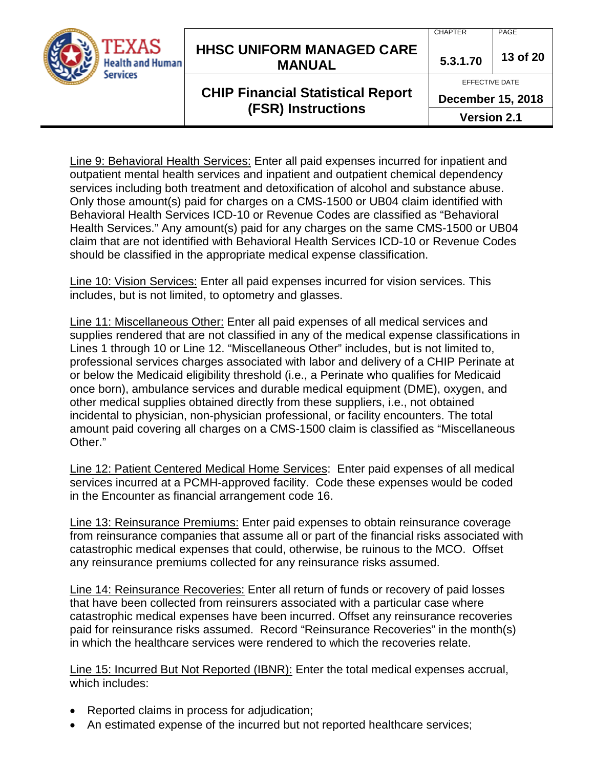Line 9: Behavioral Health Services: Enter all paid expenses incurred for inpatient and outpatient mental health services and inpatient and outpatient chemical dependency services including both treatment and detoxification of alcohol and substance abuse. Only those amount(s) paid for charges on a CMS-1500 or UB04 claim identified with Behavioral Health Services ICD-10 or Revenue Codes are classified as "Behavioral Health Services." Any amount(s) paid for any charges on the same CMS-1500 or UB04 claim that are not identified with Behavioral Health Services ICD-10 or Revenue Codes should be classified in the appropriate medical expense classification.

Line 10: Vision Services: Enter all paid expenses incurred for vision services. This includes, but is not limited, to optometry and glasses.

Line 11: Miscellaneous Other: Enter all paid expenses of all medical services and supplies rendered that are not classified in any of the medical expense classifications in Lines 1 through 10 or Line 12. "Miscellaneous Other" includes, but is not limited to, professional services charges associated with labor and delivery of a CHIP Perinate at or below the Medicaid eligibility threshold (i.e., a Perinate who qualifies for Medicaid once born), ambulance services and durable medical equipment (DME), oxygen, and other medical supplies obtained directly from these suppliers, i.e., not obtained incidental to physician, non-physician professional, or facility encounters. The total amount paid covering all charges on a CMS-1500 claim is classified as "Miscellaneous Other."

Line 12: Patient Centered Medical Home Services: Enter paid expenses of all medical services incurred at a PCMH-approved facility. Code these expenses would be coded in the Encounter as financial arrangement code 16.

Line 13: Reinsurance Premiums: Enter paid expenses to obtain reinsurance coverage from reinsurance companies that assume all or part of the financial risks associated with catastrophic medical expenses that could, otherwise, be ruinous to the MCO. Offset any reinsurance premiums collected for any reinsurance risks assumed.

Line 14: Reinsurance Recoveries: Enter all return of funds or recovery of paid losses that have been collected from reinsurers associated with a particular case where catastrophic medical expenses have been incurred. Offset any reinsurance recoveries paid for reinsurance risks assumed. Record "Reinsurance Recoveries" in the month(s) in which the healthcare services were rendered to which the recoveries relate.

Line 15: Incurred But Not Reported (IBNR): Enter the total medical expenses accrual, which includes:

- Reported claims in process for adjudication;
- An estimated expense of the incurred but not reported healthcare services;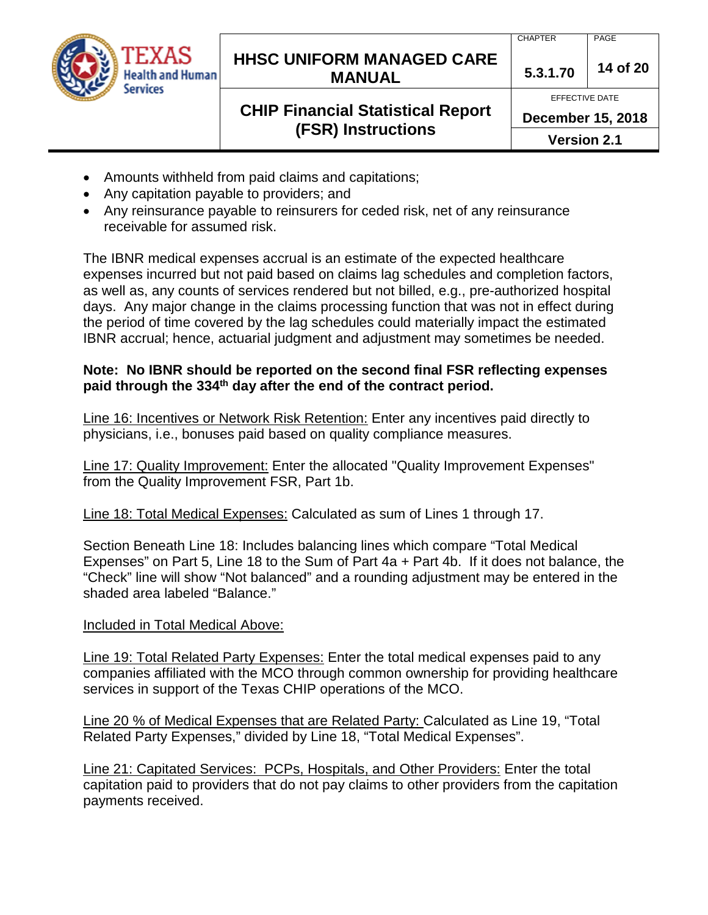- Amounts withheld from paid claims and capitations;
- Any capitation payable to providers; and
- Any reinsurance payable to reinsurers for ceded risk, net of any reinsurance receivable for assumed risk.

The IBNR medical expenses accrual is an estimate of the expected healthcare expenses incurred but not paid based on claims lag schedules and completion factors, as well as, any counts of services rendered but not billed, e.g., pre-authorized hospital days. Any major change in the claims processing function that was not in effect during the period of time covered by the lag schedules could materially impact the estimated IBNR accrual; hence, actuarial judgment and adjustment may sometimes be needed.

**Note: No IBNR should be reported on the second final FSR reflecting expenses paid through the 334th day after the end of the contract period.**

Line 16: Incentives or Network Risk Retention: Enter any incentives paid directly to physicians, i.e., bonuses paid based on quality compliance measures.

Line 17: Quality Improvement: Enter the allocated "Quality Improvement Expenses" from the Quality Improvement FSR, Part 1b.

Line 18: Total Medical Expenses: Calculated as sum of Lines 1 through 17.

Section Beneath Line 18: Includes balancing lines which compare "Total Medical Expenses" on Part 5, Line 18 to the Sum of Part 4a + Part 4b. If it does not balance, the "Check" line will show "Not balanced" and a rounding adjustment may be entered in the shaded area labeled "Balance."

Included in Total Medical Above:

Line 19: Total Related Party Expenses: Enter the total medical expenses paid to any companies affiliated with the MCO through common ownership for providing healthcare services in support of the Texas CHIP operations of the MCO.

Line 20 % of Medical Expenses that are Related Party: Calculated as Line 19, "Total Related Party Expenses," divided by Line 18, "Total Medical Expenses".

Line 21: Capitated Services: PCPs, Hospitals, and Other Providers: Enter the total capitation paid to providers that do not pay claims to other providers from the capitation payments received.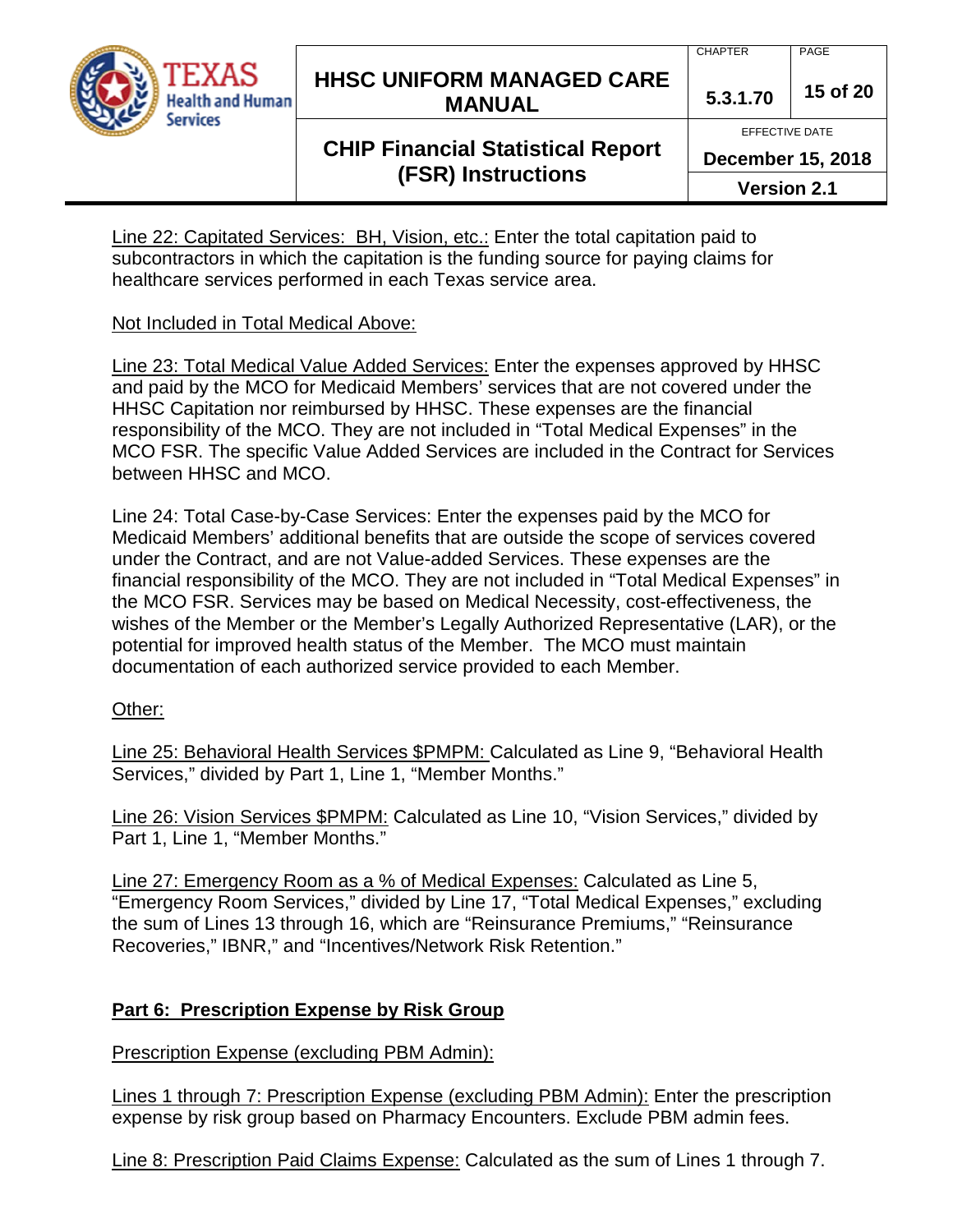Line 22: Capitated Services: BH, Vision, etc.: Enter the total capitation paid to subcontractors in which the capitation is the funding source for paying claims for healthcare services performed in each Texas service area.

Not Included in Total Medical Above:

Line 23: Total Medical Value Added Services: Enter the expenses approved by HHSC and paid by the MCO for Medicaid Members' services that are not covered under the HHSC Capitation nor reimbursed by HHSC. These expenses are the financial responsibility of the MCO. They are not included in "Total Medical Expenses" in the MCO FSR. The specific Value Added Services are included in the Contract for Services between HHSC and MCO.

Line 24: Total Case-by-Case Services: Enter the expenses paid by the MCO for Medicaid Members' additional benefits that are outside the scope of services covered under the Contract, and are not Value-added Services. These expenses are the financial responsibility of the MCO. They are not included in "Total Medical Expenses" in the MCO FSR. Services may be based on Medical Necessity, cost-effectiveness, the wishes of the Member or the Member's Legally Authorized Representative (LAR), or the potential for improved health status of the Member. The MCO must maintain documentation of each authorized service provided to each Member.

Other:

Line 25: Behavioral Health Services $PMPM: Calculated as Line 9, "Behavioral Health Services," divided by Part 1, Line 1, "Member Months."

Line 26: Vision Services $PMPM: Calculated as Line 10, "Vision Services," divided by Part 1, Line 1, "Member Months."

Line 27: Emergency Room as a % of Medical Expenses: Calculated as Line 5, "Emergency Room Services," divided by Line 17, "Total Medical Expenses," excluding the sum of Lines 13 through 16, which are "Reinsurance Premiums," "Reinsurance Recoveries," IBNR," and "Incentives/Network Risk Retention."

## Part 6: Prescription Expense by Risk Group

Prescription Expense (excluding PBM Admin):

Lines 1 through 7: Prescription Expense (excluding PBM Admin): Enter the prescription expense by risk group based on Pharmacy Encounters. Exclude PBM admin fees.

Line 8: Prescription Paid Claims Expense: Calculated as the sum of Lines 1 through 7.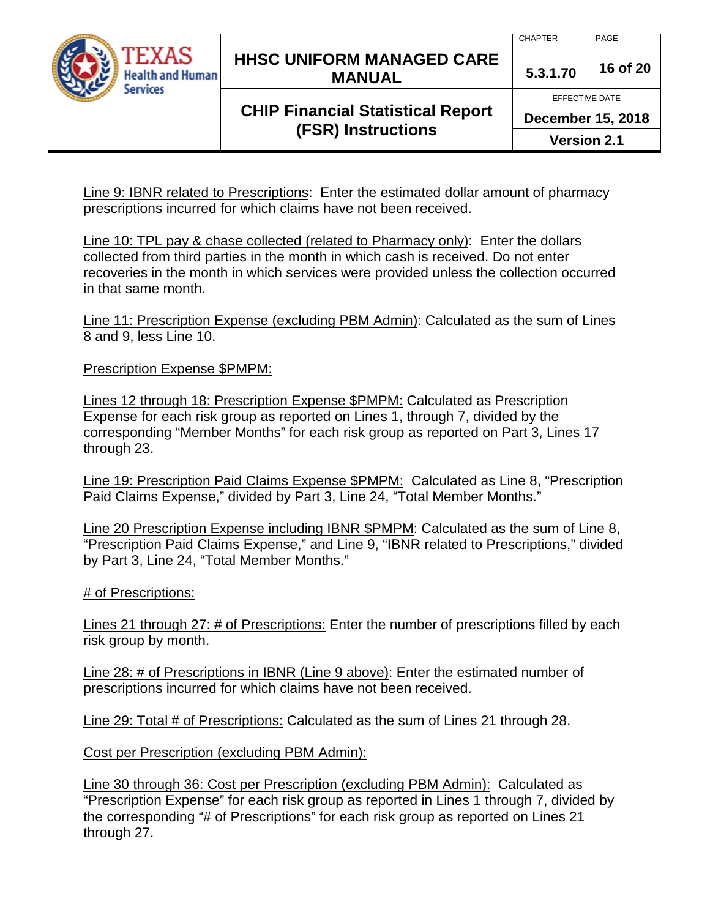Line 9: IBNR related to Prescriptions: Enter the estimated dollar amount of pharmacy prescriptions incurred for which claims have not been received.

Line 10: TPL pay & chase collected (related to Pharmacy only): Enter the dollars collected from third parties in the month in which cash is received. Do not enter recoveries in the month in which services were provided unless the collection occurred in that same month.

Line 11: Prescription Expense (excluding PBM Admin): Calculated as the sum of Lines 8 and 9, less Line 10.

Prescription Expense $PMPM:

Lines 12 through 18: Prescription Expense $PMPM: Calculated as Prescription Expense for each risk group as reported on Lines 1, through 7, divided by the corresponding “Member Months” for each risk group as reported on Part 3, Lines 17 through 23.

Line 19: Prescription Paid Claims Expense $PMPM: Calculated as Line 8, “Prescription Paid Claims Expense,” divided by Part 3, Line 24, “Total Member Months.”

Line 20 Prescription Expense including IBNR $PMPM: Calculated as the sum of Line 8, “Prescription Paid Claims Expense,” and Line 9, “IBNR related to Prescriptions,” divided by Part 3, Line 24, “Total Member Months.”

# of Prescriptions:

Lines 21 through 27: # of Prescriptions: Enter the number of prescriptions filled by each risk group by month.

Line 28: # of Prescriptions in IBNR (Line 9 above): Enter the estimated number of prescriptions incurred for which claims have not been received.

Line 29: Total # of Prescriptions: Calculated as the sum of Lines 21 through 28.

Cost per Prescription (excluding PBM Admin):

Line 30 through 36: Cost per Prescription (excluding PBM Admin): Calculated as “Prescription Expense” for each risk group as reported in Lines 1 through 7, divided by the corresponding “# of Prescriptions” for each risk group as reported on Lines 21 through 27.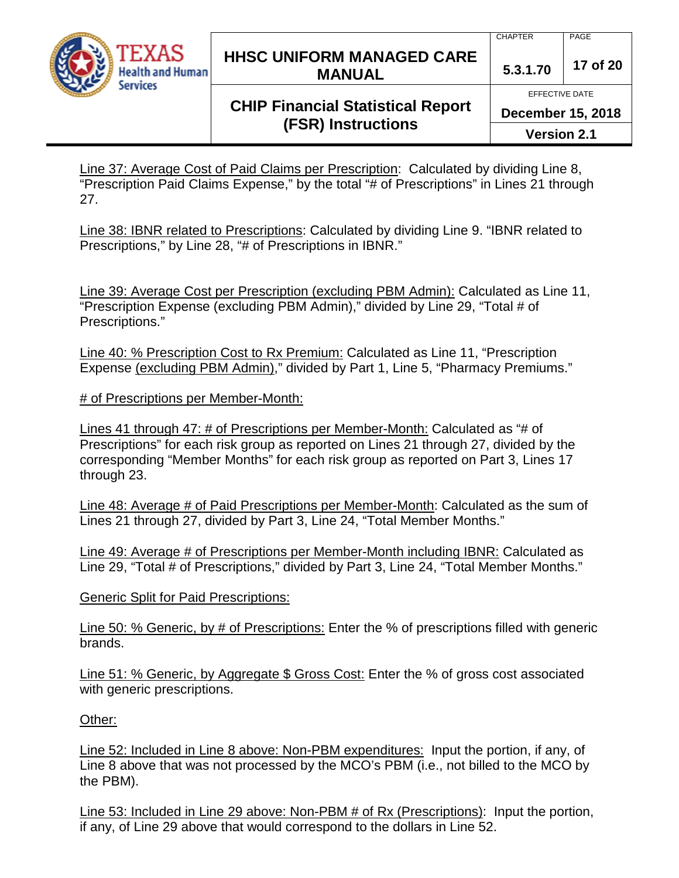Line 37: Average Cost of Paid Claims per Prescription: Calculated by dividing Line 8, "Prescription Paid Claims Expense," by the total "# of Prescriptions" in Lines 21 through 27.

Line 38: IBNR related to Prescriptions: Calculated by dividing Line 9. "IBNR related to Prescriptions," by Line 28, "# of Prescriptions in IBNR."

Line 39: Average Cost per Prescription (excluding PBM Admin): Calculated as Line 11, "Prescription Expense (excluding PBM Admin)," divided by Line 29, "Total # of Prescriptions."

Line 40: % Prescription Cost to Rx Premium: Calculated as Line 11, "Prescription Expense (excluding PBM Admin)," divided by Part 1, Line 5, "Pharmacy Premiums."

# of Prescriptions per Member-Month:

Lines 41 through 47: # of Prescriptions per Member-Month: Calculated as "# of Prescriptions" for each risk group as reported on Lines 21 through 27, divided by the corresponding "Member Months" for each risk group as reported on Part 3, Lines 17 through 23.

Line 48: Average # of Paid Prescriptions per Member-Month: Calculated as the sum of Lines 21 through 27, divided by Part 3, Line 24, "Total Member Months."

Line 49: Average # of Prescriptions per Member-Month including IBNR: Calculated as Line 29, "Total # of Prescriptions," divided by Part 3, Line 24, "Total Member Months."

Generic Split for Paid Prescriptions:

Line 50: % Generic, by # of Prescriptions: Enter the % of prescriptions filled with generic brands.

Line 51: % Generic, by Aggregate $ Gross Cost: Enter the % of gross cost associated with generic prescriptions.

Other:

Line 52: Included in Line 8 above: Non-PBM expenditures: Input the portion, if any, of Line 8 above that was not processed by the MCO's PBM (i.e., not billed to the MCO by the PBM).

Line 53: Included in Line 29 above: Non-PBM # of Rx (Prescriptions): Input the portion, if any, of Line 29 above that would correspond to the dollars in Line 52.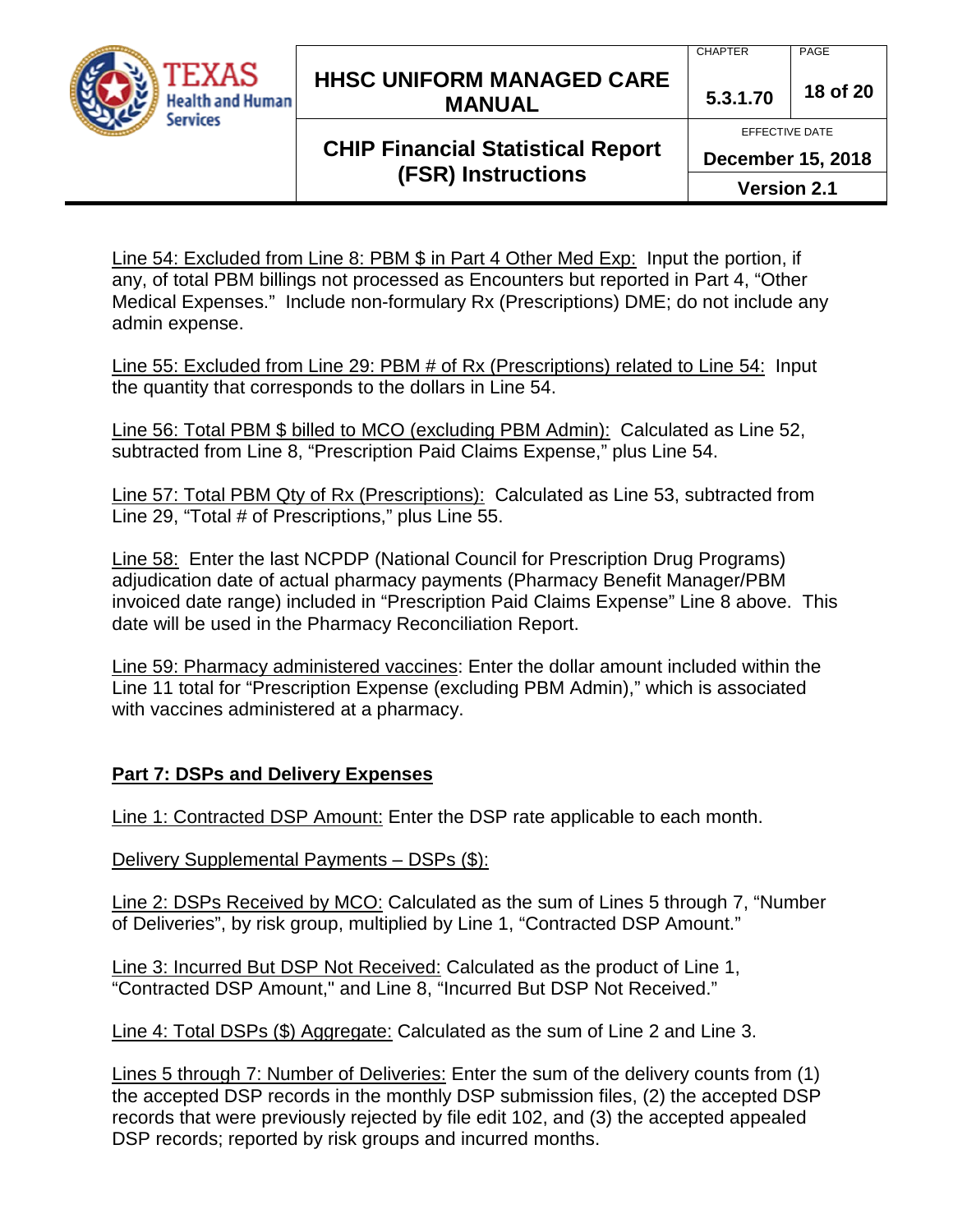Line 54: Excluded from Line 8: PBM $ in Part 4 Other Med Exp: Input the portion, if any, of total PBM billings not processed as Encounters but reported in Part 4, "Other Medical Expenses." Include non-formulary Rx (Prescriptions) DME; do not include any admin expense.

Line 55: Excluded from Line 29: PBM # of Rx (Prescriptions) related to Line 54: Input the quantity that corresponds to the dollars in Line 54.

Line 56: Total PBM $ billed to MCO (excluding PBM Admin): Calculated as Line 52, subtracted from Line 8, "Prescription Paid Claims Expense," plus Line 54.

Line 57: Total PBM Qty of Rx (Prescriptions): Calculated as Line 53, subtracted from Line 29, "Total # of Prescriptions," plus Line 55.

Line 58: Enter the last NCPDP (National Council for Prescription Drug Programs) adjudication date of actual pharmacy payments (Pharmacy Benefit Manager/PBM invoiced date range) included in "Prescription Paid Claims Expense" Line 8 above. This date will be used in the Pharmacy Reconciliation Report.

Line 59: Pharmacy administered vaccines: Enter the dollar amount included within the Line 11 total for "Prescription Expense (excluding PBM Admin)," which is associated with vaccines administered at a pharmacy.

**Part 7: DSPs and Delivery Expenses**

Line 1: Contracted DSP Amount: Enter the DSP rate applicable to each month.

Delivery Supplemental Payments – DSPs ($):

Line 2: DSPs Received by MCO: Calculated as the sum of Lines 5 through 7, "Number of Deliveries", by risk group, multiplied by Line 1, "Contracted DSP Amount."

Line 3: Incurred But DSP Not Received: Calculated as the product of Line 1, "Contracted DSP Amount," and Line 8, "Incurred But DSP Not Received."

Line 4: Total DSPs ($) Aggregate: Calculated as the sum of Line 2 and Line 3.

Lines 5 through 7: Number of Deliveries: Enter the sum of the delivery counts from (1) the accepted DSP records in the monthly DSP submission files, (2) the accepted DSP records that were previously rejected by file edit 102, and (3) the accepted appealed DSP records; reported by risk groups and incurred months.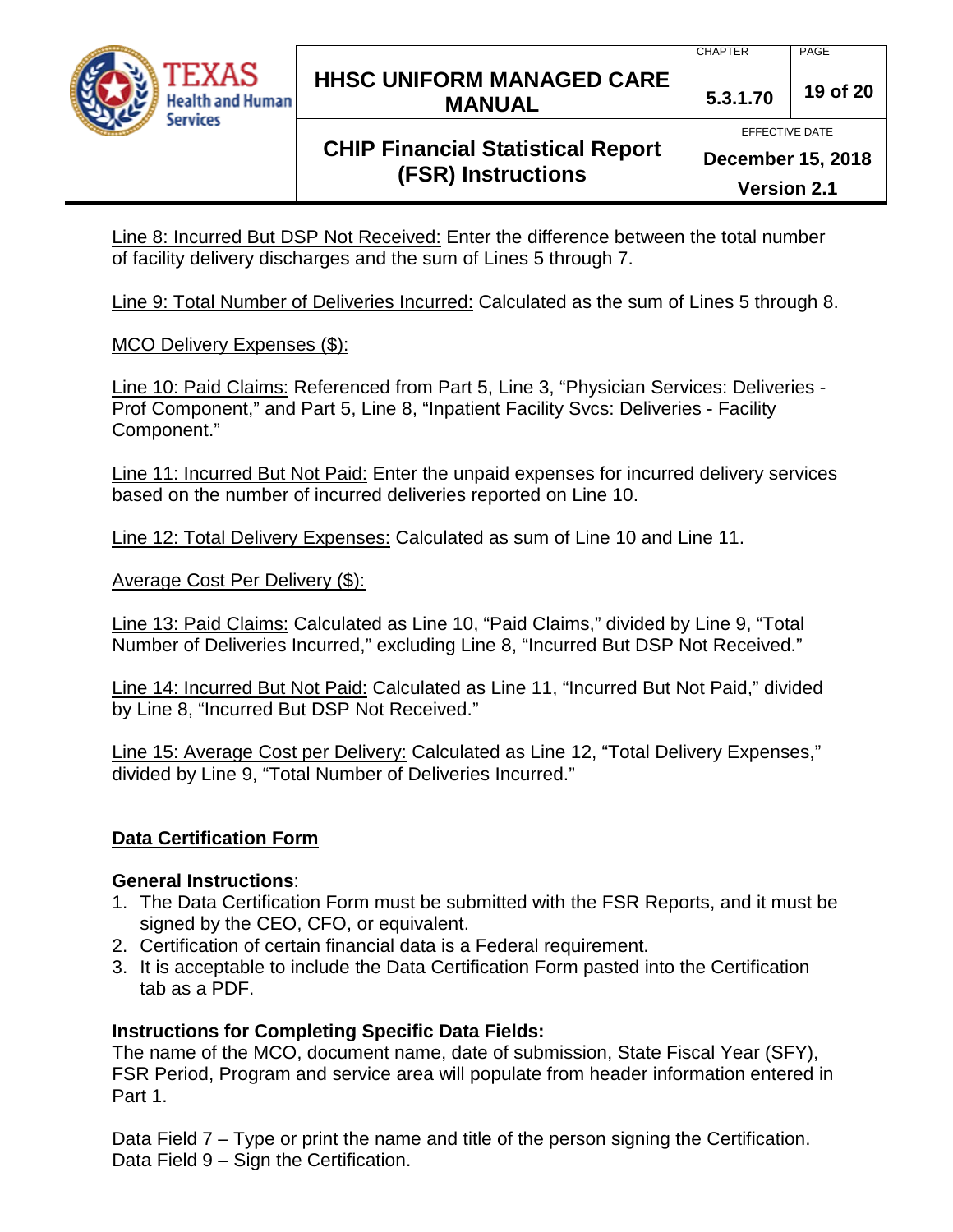<u>Line 8: Incurred But DSP Not Received:</u> Enter the difference between the total number of facility delivery discharges and the sum of Lines 5 through 7.

<u>Line 9: Total Number of Deliveries Incurred:</u> Calculated as the sum of Lines 5 through 8.

<u>MCO Delivery Expenses ($):</u>

<u>Line 10: Paid Claims:</u> Referenced from Part 5, Line 3, "Physician Services: Deliveries - Prof Component," and Part 5, Line 8, "Inpatient Facility Svcs: Deliveries - Facility Component."

<u>Line 11: Incurred But Not Paid:</u> Enter the unpaid expenses for incurred delivery services based on the number of incurred deliveries reported on Line 10.

<u>Line 12: Total Delivery Expenses:</u> Calculated as sum of Line 10 and Line 11.

<u>Average Cost Per Delivery ($):</u>

<u>Line 13: Paid Claims:</u> Calculated as Line 10, "Paid Claims," divided by Line 9, "Total Number of Deliveries Incurred," excluding Line 8, "Incurred But DSP Not Received."

<u>Line 14: Incurred But Not Paid:</u> Calculated as Line 11, "Incurred But Not Paid," divided by Line 8, "Incurred But DSP Not Received."

<u>Line 15: Average Cost per Delivery:</u> Calculated as Line 12, "Total Delivery Expenses," divided by Line 9, "Total Number of Deliveries Incurred."

## Data Certification Form

**General Instructions**:

1. The Data Certification Form must be submitted with the FSR Reports, and it must be signed by the CEO, CFO, or equivalent.
2. Certification of certain financial data is a Federal requirement.
3. It is acceptable to include the Data Certification Form pasted into the Certification tab as a PDF.

**Instructions for Completing Specific Data Fields:**

The name of the MCO, document name, date of submission, State Fiscal Year (SFY), FSR Period, Program and service area will populate from header information entered in Part 1.

Data Field 7 – Type or print the name and title of the person signing the Certification.
Data Field 9 – Sign the Certification.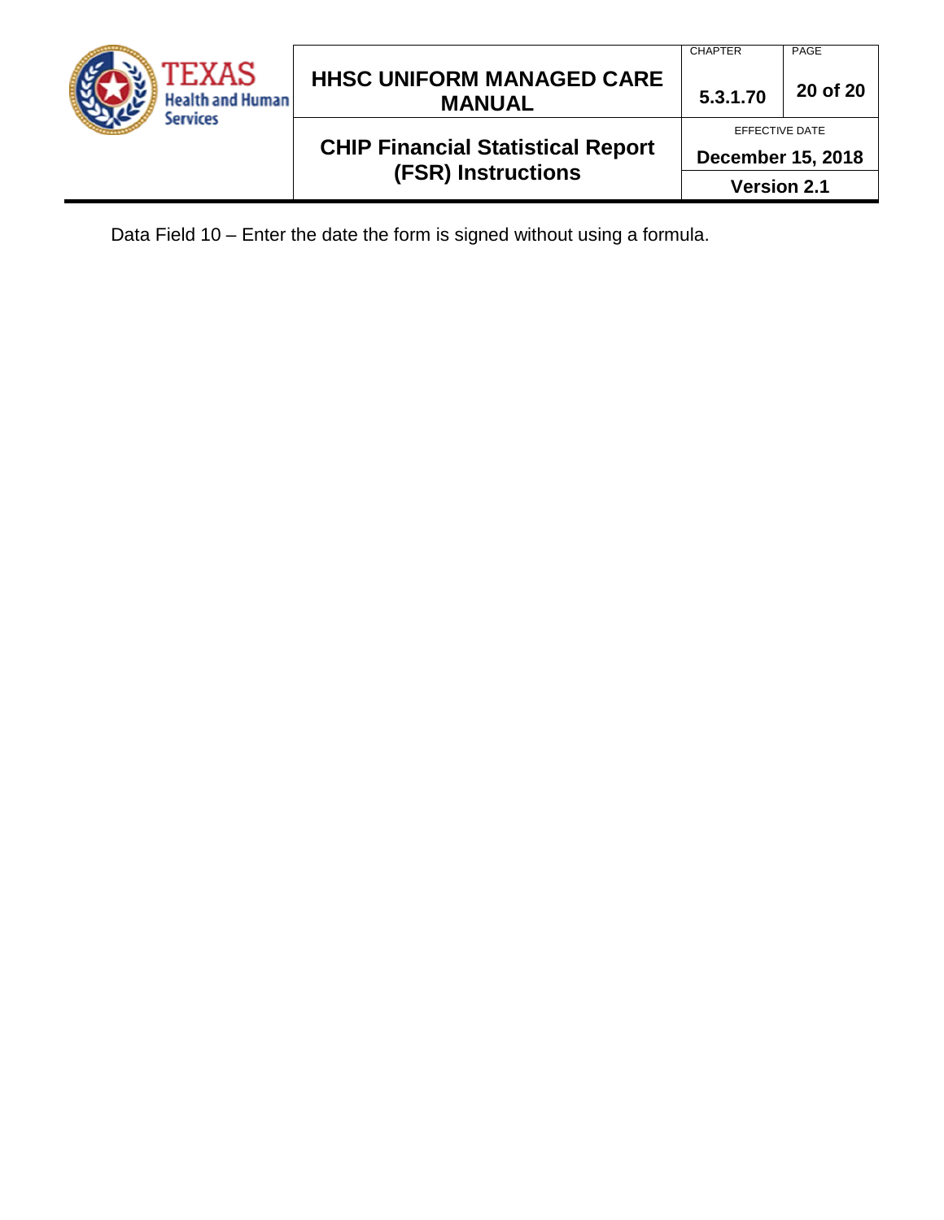Data Field 10 – Enter the date the form is signed without using a formula.